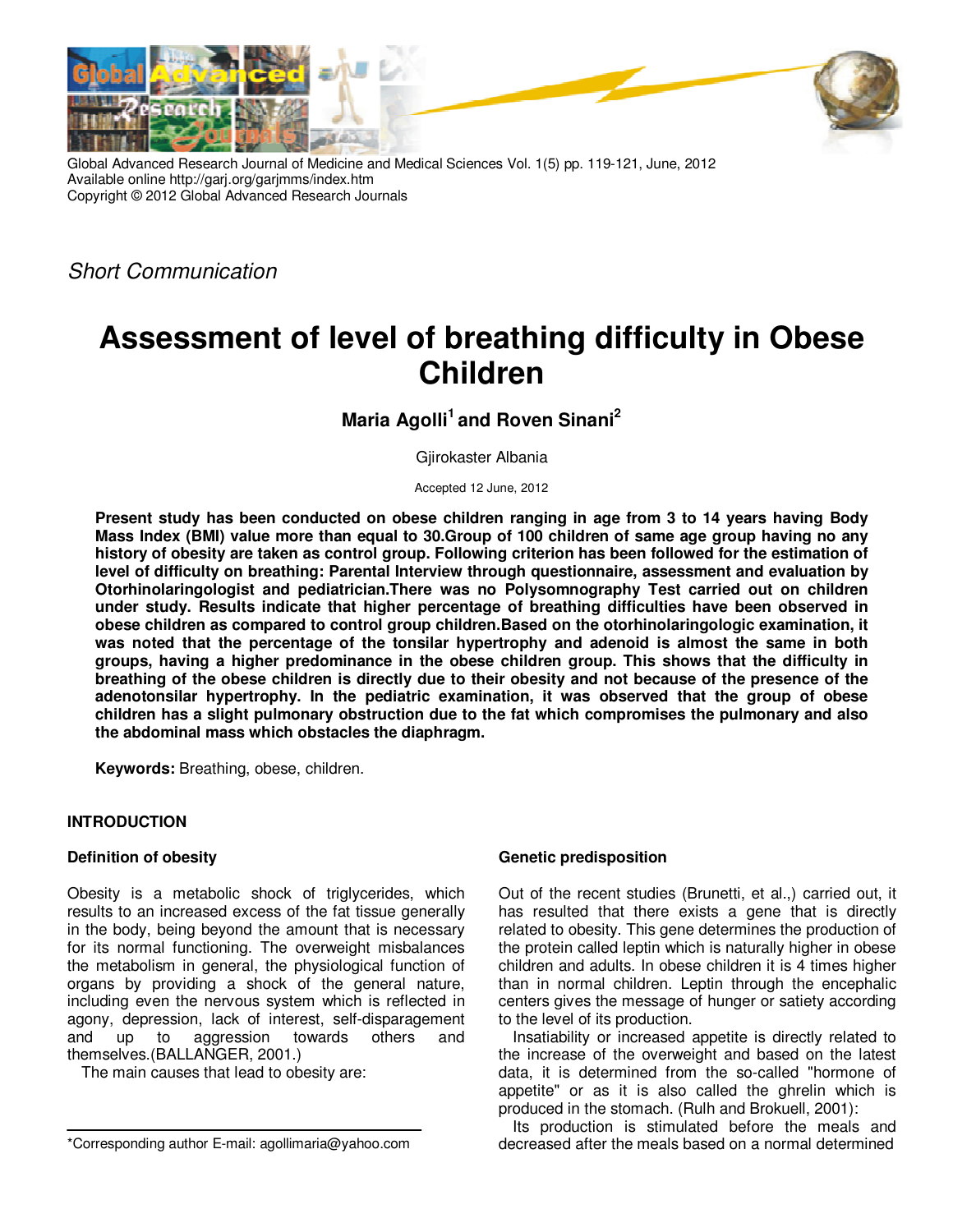*Short Communication*

# Assessment of level of breathing difficulty in Obese Children

**Maria Agolli[1] and Roven Sinani[2]**

Gjirokaster Albania

Accepted 12 June, 2012

**Present study has been conducted on obese children ranging in age from 3 to 14 years having Body Mass Index (BMI) value more than equal to 30.Group of 100 children of same age group having no any history of obesity are taken as control group. Following criterion has been followed for the estimation of level of difficulty on breathing: Parental Interview through questionnaire, assessment and evaluation by Otorhinolaringologist and pediatrician.There was no Polysomnography Test carried out on children under study. Results indicate that higher percentage of breathing difficulties have been observed in obese children as compared to control group children.Based on the otorhinolaringologic examination, it was noted that the percentage of the tonsilar hypertrophy and adenoid is almost the same in both groups, having a higher predominance in the obese children group. This shows that the difficulty in breathing of the obese children is directly due to their obesity and not because of the presence of the adenotonsilar hypertrophy. In the pediatric examination, it was observed that the group of obese children has a slight pulmonary obstruction due to the fat which compromises the pulmonary and also the abdominal mass which obstacles the diaphragm.**

**Keywords:** Breathing, obese, children.

## INTRODUCTION

### Definition of obesity

Obesity is a metabolic shock of triglycerides, which results to an increased excess of the fat tissue generally in the body, being beyond the amount that is necessary for its normal functioning. The overweight misbalances the metabolism in general, the physiological function of organs by providing a shock of the general nature, including even the nervous system which is reflected in agony, depression, lack of interest, self-disparagement and up to aggression towards others and themselves.(BALLANGER, 2001.)

The main causes that lead to obesity are:

### Genetic predisposition

Out of the recent studies (Brunetti, et al.,) carried out, it has resulted that there exists a gene that is directly related to obesity. This gene determines the production of the protein called leptin which is naturally higher in obese children and adults. In obese children it is 4 times higher than in normal children. Leptin through the encephalic centers gives the message of hunger or satiety according to the level of its production.

Insatiability or increased appetite is directly related to the increase of the overweight and based on the latest data, it is determined from the so-called "hormone of appetite" or as it is also called the ghrelin which is produced in the stomach. (Rulh and Brokuell, 2001):

Its production is stimulated before the meals and decreased after the meals based on a normal determined

*Corresponding author E-mail: agollimaria@yahoo.com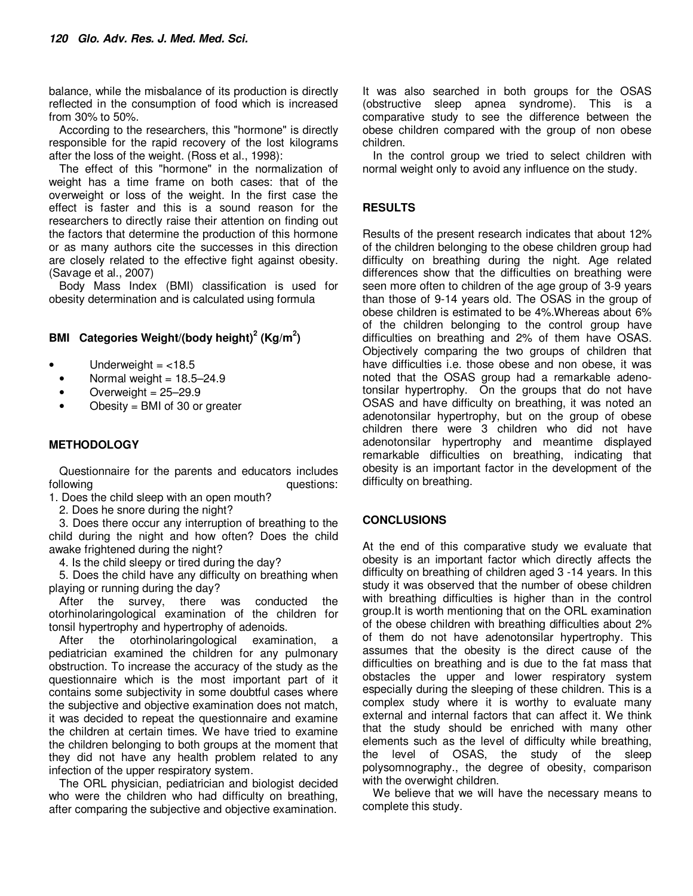balance, while the misbalance of its production is directly reflected in the consumption of food which is increased from 30% to 50%.

According to the researchers, this "hormone" is directly responsible for the rapid recovery of the lost kilograms after the loss of the weight. (Ross et al., 1998):

The effect of this "hormone" in the normalization of weight has a time frame on both cases: that of the overweight or loss of the weight. In the first case the effect is faster and this is a sound reason for the researchers to directly raise their attention on finding out the factors that determine the production of this hormone or as many authors cite the successes in this direction are closely related to the effective fight against obesity. (Savage et al., 2007)

Body Mass Index (BMI) classification is used for obesity determination and is calculated using formula

**BMI Categories Weight/(body height)$^2$ (Kg/m$^2$)**

- Underweight = <18.5
- Normal weight = 18.5–24.9
- Overweight = 25–29.9
- Obesity = BMI of 30 or greater

## METHODOLOGY

Questionnaire for the parents and educators includes following questions:

1. Does the child sleep with an open mouth?
2. Does he snore during the night?
3. Does there occur any interruption of breathing to the child during the night and how often? Does the child awake frightened during the night?
4. Is the child sleepy or tired during the day?
5. Does the child have any difficulty on breathing when playing or running during the day?

After the survey, there was conducted the otorhinolaringological examination of the children for tonsil hypertrophy and hypertrophy of adenoids.

After the otorhinolaringological examination, a pediatrician examined the children for any pulmonary obstruction. To increase the accuracy of the study as the questionnaire which is the most important part of it contains some subjectivity in some doubtful cases where the subjective and objective examination does not match, it was decided to repeat the questionnaire and examine the children at certain times. We have tried to examine the children belonging to both groups at the moment that they did not have any health problem related to any infection of the upper respiratory system.

The ORL physician, pediatrician and biologist decided who were the children who had difficulty on breathing, after comparing the subjective and objective examination.

It was also searched in both groups for the OSAS (obstructive sleep apnea syndrome). This is a comparative study to see the difference between the obese children compared with the group of non obese children.

In the control group we tried to select children with normal weight only to avoid any influence on the study.

## RESULTS

Results of the present research indicates that about 12% of the children belonging to the obese children group had difficulty on breathing during the night. Age related differences show that the difficulties on breathing were seen more often to children of the age group of 3-9 years than those of 9-14 years old. The OSAS in the group of obese children is estimated to be 4%.Whereas about 6% of the children belonging to the control group have difficulties on breathing and 2% of them have OSAS. Objectively comparing the two groups of children that have difficulties i.e. those obese and non obese, it was noted that the OSAS group had a remarkable adeno-tonsilar hypertrophy. On the groups that do not have OSAS and have difficulty on breathing, it was noted an adenotonsilar hypertrophy, but on the group of obese children there were 3 children who did not have adenotonsilar hypertrophy and meantime displayed remarkable difficulties on breathing, indicating that obesity is an important factor in the development of the difficulty on breathing.

## CONCLUSIONS

At the end of this comparative study we evaluate that obesity is an important factor which directly affects the difficulty on breathing of children aged 3 -14 years. In this study it was observed that the number of obese children with breathing difficulties is higher than in the control group.It is worth mentioning that on the ORL examination of the obese children with breathing difficulties about 2% of them do not have adenotonsilar hypertrophy. This assumes that the obesity is the direct cause of the difficulties on breathing and is due to the fat mass that obstacles the upper and lower respiratory system especially during the sleeping of these children. This is a complex study where it is worthy to evaluate many external and internal factors that can affect it. We think that the study should be enriched with many other elements such as the level of difficulty while breathing, the level of OSAS, the study of the sleep polysomnography., the degree of obesity, comparison with the overwight children.

We believe that we will have the necessary means to complete this study.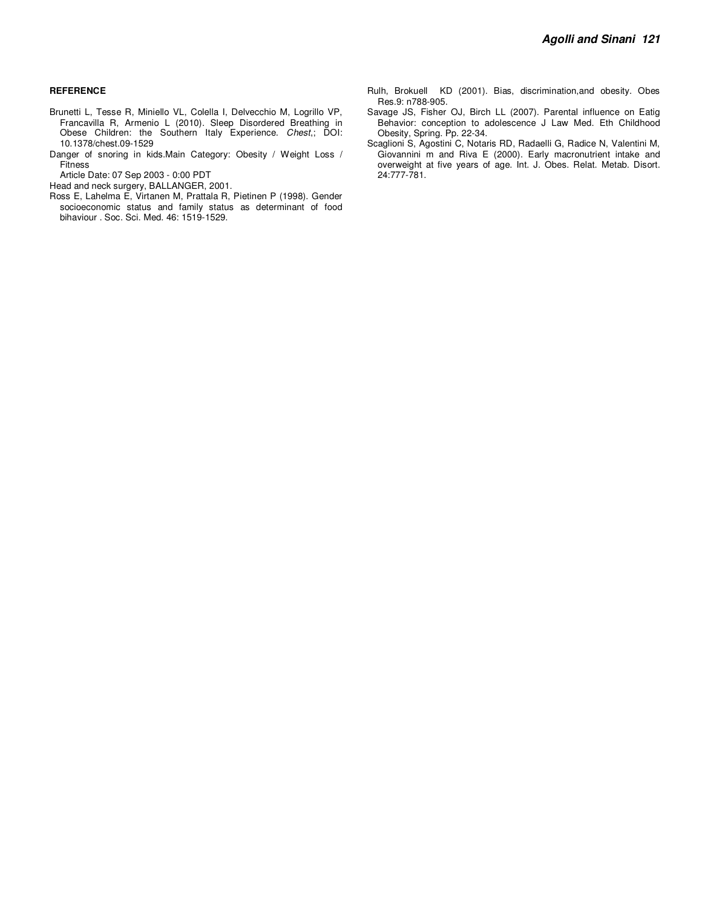## REFERENCE

Brunetti L, Tesse R, Miniello VL, Colella I, Delvecchio M, Logrillo VP, Francavilla R, Armenio L (2010). Sleep Disordered Breathing in Obese Children: the Southern Italy Experience. *Chest*,; DOI: 10.1378/chest.09-1529

Danger of snoring in kids.Main Category: Obesity / Weight Loss / Fitness
Article Date: 07 Sep 2003 - 0:00 PDT

Head and neck surgery, BALLANGER, 2001.

Ross E, Lahelma E, Virtanen M, Prattala R, Pietinen P (1998). Gender socioeconomic status and family status as determinant of food bihaviour . Soc. Sci. Med. 46: 1519-1529.

Rulh, Brokuell KD (2001). Bias, discrimination,and obesity. Obes Res.9: n788-905.

Savage JS, Fisher OJ, Birch LL (2007). Parental influence on Eatig Behavior: conception to adolescence J Law Med. Eth Childhood Obesity, Spring. Pp. 22-34.

Scaglioni S, Agostini C, Notaris RD, Radaelli G, Radice N, Valentini M, Giovannini m and Riva E (2000). Early macronutrient intake and overweight at five years of age. Int. J. Obes. Relat. Metab. Disort. 24:777-781.